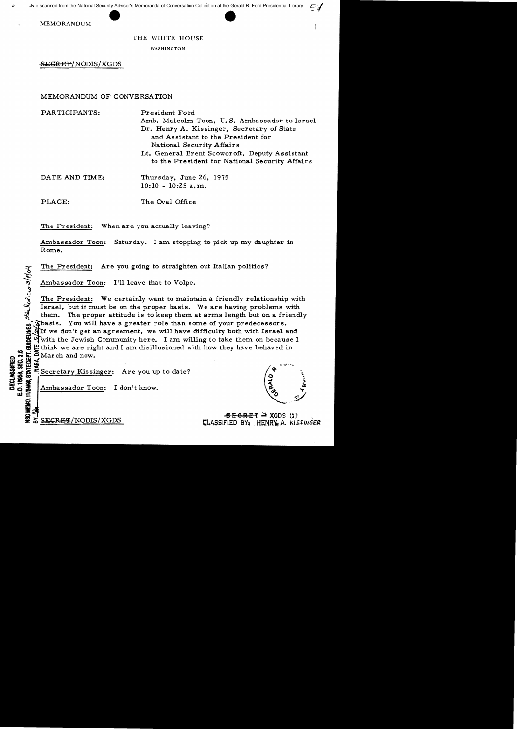MEMORANDUM

THE WHITE HOUSE

WASHINGTON

~~SECRET~~/NODIS/XGDS

MEMORANDUM OF CONVERSATION

PARTICIPANTS: President Ford
Amb. Malcolm Toon, U.S. Ambassador to Israel
Dr. Henry A. Kissinger, Secretary of State and Assistant to the President for National Security Affairs
Lt. General Brent Scowcroft, Deputy Assistant to the President for National Security Affairs

DATE AND TIME: Thursday, June 26, 1975
10:10 - 10:25 a.m.

PLACE: The Oval Office

The President: When are you actually leaving?

Ambassador Toon: Saturday. I am stopping to pick up my daughter in Rome.

The President: Are you going to straighten out Italian politics?

Ambassador Toon: I'll leave that to Volpe.

The President: We certainly want to maintain a friendly relationship with Israel, but it must be on the proper basis. We are having problems with them. The proper attitude is to keep them at arms length but on a friendly basis. You will have a greater role than some of your predecessors. If we don't get an agreement, we will have difficulty both with Israel and with the Jewish Community here. I am willing to take them on because I think we are right and I am disillusioned with how they have behaved in March and now.

Secretary Kissinger: Are you up to date?

Ambassador Toon: I don't know.

~~SECRET~~/NODIS/XGDS

~~SECRET~~ - XGDS (3)
CLASSIFIED BY: HENRY A. KISSINGER

DECLASSIFIED
E.O. 12958, SEC. 3.5
NSC MEMO, 11/24/98, STATE DEPT. GUIDELINES, State Review 3/9/04
BY ___ NARA, DATE 5/28/04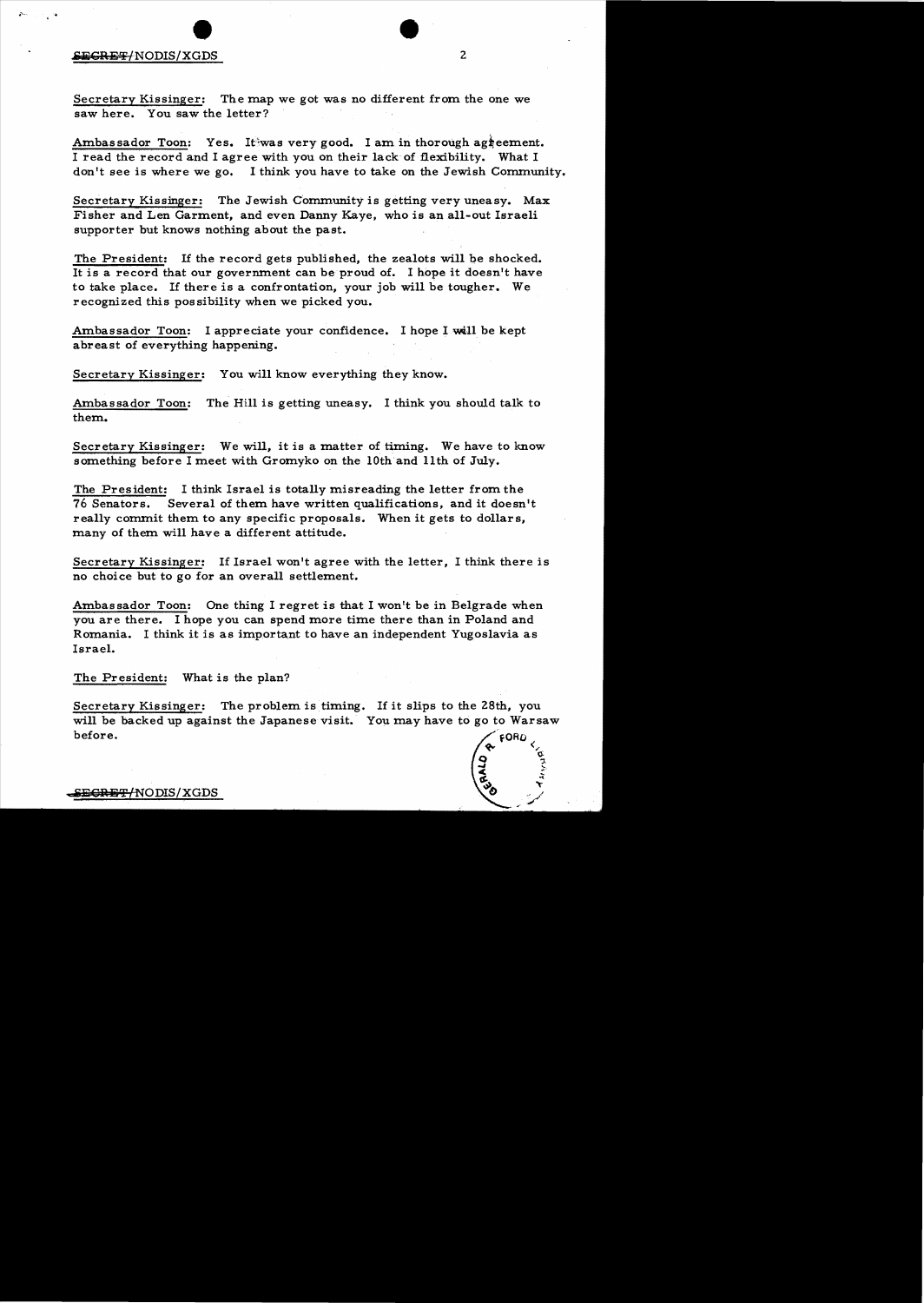Secretary Kissinger: The map we got was no different from the one we saw here. You saw the letter?

Ambassador Toon: Yes. It was very good. I am in thorough agreement. I read the record and I agree with you on their lack of flexibility. What I don't see is where we go. I think you have to take on the Jewish Community.

Secretary Kissinger: The Jewish Community is getting very uneasy. Max Fisher and Len Garment, and even Danny Kaye, who is an all-out Israeli supporter but knows nothing about the past.

The President: If the record gets published, the zealots will be shocked. It is a record that our government can be proud of. I hope it doesn't have to take place. If there is a confrontation, your job will be tougher. We recognized this possibility when we picked you.

Ambassador Toon: I appreciate your confidence. I hope I will be kept abreast of everything happening.

Secretary Kissinger: You will know everything they know.

Ambassador Toon: The Hill is getting uneasy. I think you should talk to them.

Secretary Kissinger: We will, it is a matter of timing. We have to know something before I meet with Gromyko on the 10th and 11th of July.

The President: I think Israel is totally misreading the letter from the 76 Senators. Several of them have written qualifications, and it doesn't really commit them to any specific proposals. When it gets to dollars, many of them will have a different attitude.

Secretary Kissinger: If Israel won't agree with the letter, I think there is no choice but to go for an overall settlement.

Ambassador Toon: One thing I regret is that I won't be in Belgrade when you are there. I hope you can spend more time there than in Poland and Romania. I think it is as important to have an independent Yugoslavia as Israel.

The President: What is the plan?

Secretary Kissinger: The problem is timing. If it slips to the 28th, you will be backed up against the Japanese visit. You may have to go to Warsaw before.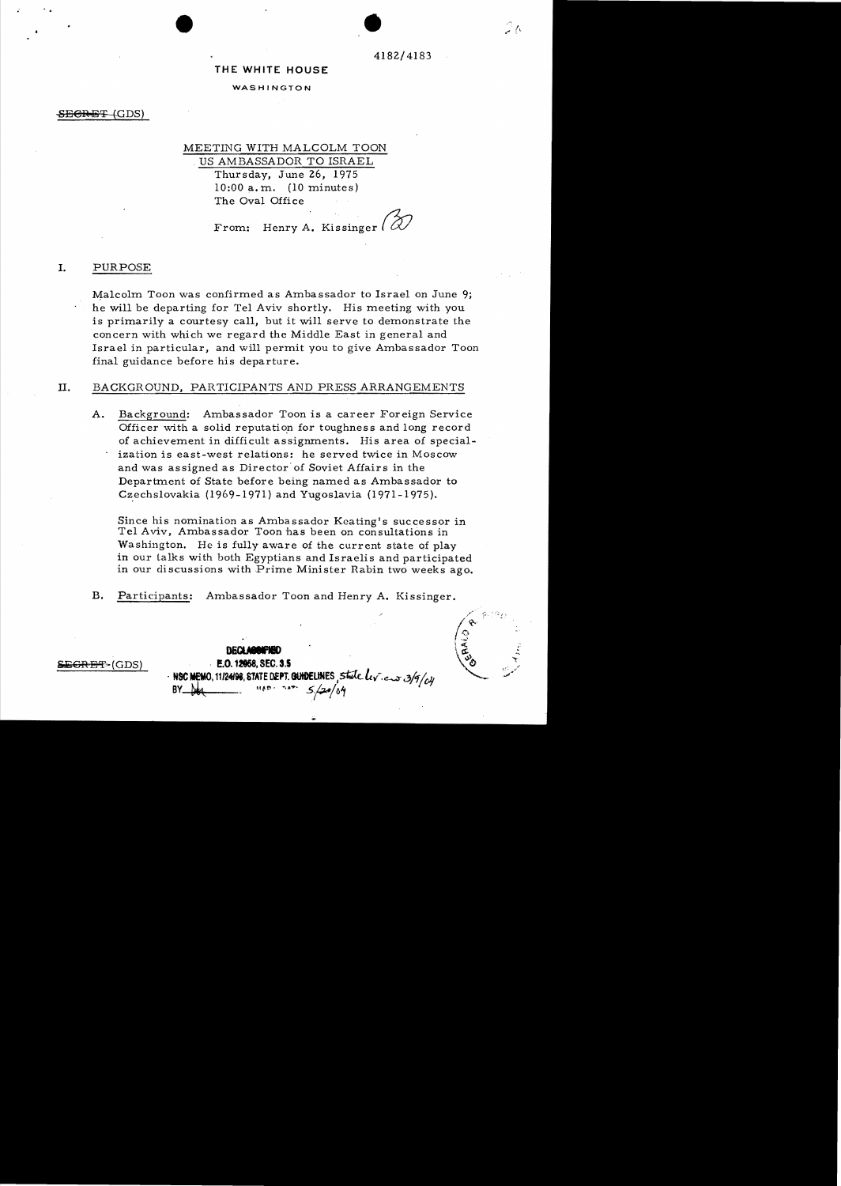4182/4183

**THE WHITE HOUSE**

WASHINGTON

~~SECRET~~ (GDS)

MEETING WITH MALCOLM TOON
US AMBASSADOR TO ISRAEL
Thursday, June 26, 1975
10:00 a.m. (10 minutes)
The Oval Office

From: Henry A. Kissinger

## I. PURPOSE

Malcolm Toon was confirmed as Ambassador to Israel on June 9; he will be departing for Tel Aviv shortly. His meeting with you is primarily a courtesy call, but it will serve to demonstrate the concern with which we regard the Middle East in general and Israel in particular, and will permit you to give Ambassador Toon final guidance before his departure.

## II. BACKGROUND, PARTICIPANTS AND PRESS ARRANGEMENTS

A. Background: Ambassador Toon is a career Foreign Service Officer with a solid reputation for toughness and long record of achievement in difficult assignments. His area of specialization is east-west relations: he served twice in Moscow and was assigned as Director of Soviet Affairs in the Department of State before being named as Ambassador to Czechslovakia (1969-1971) and Yugoslavia (1971-1975).

Since his nomination as Ambassador Keating's successor in Tel Aviv, Ambassador Toon has been on consultations in Washington. He is fully aware of the current state of play in our talks with both Egyptians and Israelis and participated in our discussions with Prime Minister Rabin two weeks ago.

B. Participants: Ambassador Toon and Henry A. Kissinger.

~~SECRET~~ (GDS)

DECLASSIFIED
E.O. 12958, SEC. 3.5
NSC MEMO, 11/24/98, STATE DEPT. GUIDELINES, State lv. 3/9/04
BY ___ NARA, DATE 5/20/04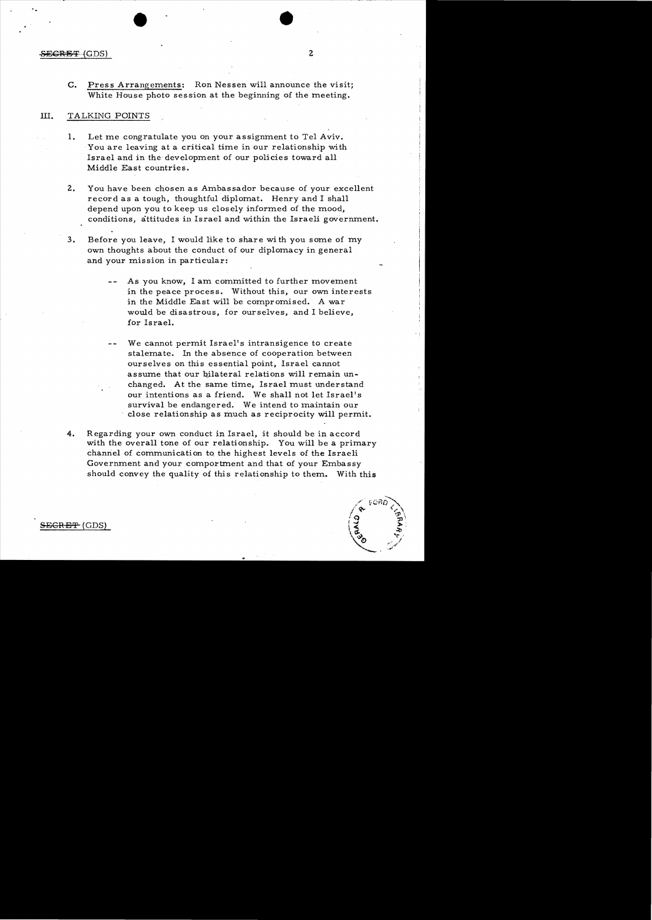C. Press Arrangements: Ron Nessen will announce the visit; White House photo session at the beginning of the meeting.

## III. TALKING POINTS

1. Let me congratulate you on your assignment to Tel Aviv. You are leaving at a critical time in our relationship with Israel and in the development of our policies toward all Middle East countries.

2. You have been chosen as Ambassador because of your excellent record as a tough, thoughtful diplomat. Henry and I shall depend upon you to keep us closely informed of the mood, conditions, attitudes in Israel and within the Israeli government.

3. Before you leave, I would like to share with you some of my own thoughts about the conduct of our diplomacy in general and your mission in particular:

   -- As you know, I am committed to further movement in the peace process. Without this, our own interests in the Middle East will be compromised. A war would be disastrous, for ourselves, and I believe, for Israel.

   -- We cannot permit Israel's intransigence to create stalemate. In the absence of cooperation between ourselves on this essential point, Israel cannot assume that our bilateral relations will remain unchanged. At the same time, Israel must understand our intentions as a friend. We shall not let Israel's survival be endangered. We intend to maintain our close relationship as much as reciprocity will permit.

4. Regarding your own conduct in Israel, it should be in accord with the overall tone of our relationship. You will be a primary channel of communication to the highest levels of the Israeli Government and your comportment and that of your Embassy should convey the quality of this relationship to them. With this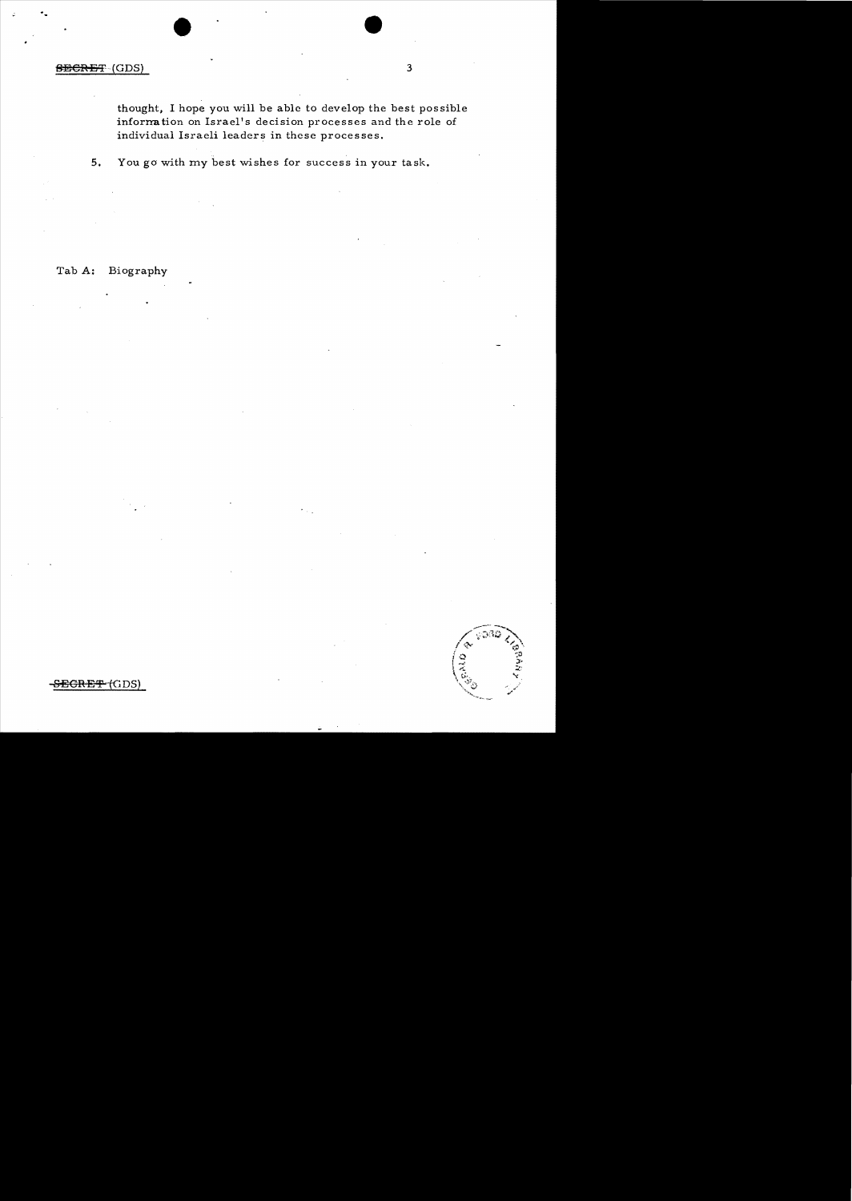thought, I hope you will be able to develop the best possible information on Israel's decision processes and the role of individual Israeli leaders in these processes.

5. You go with my best wishes for success in your task.

Tab A: Biography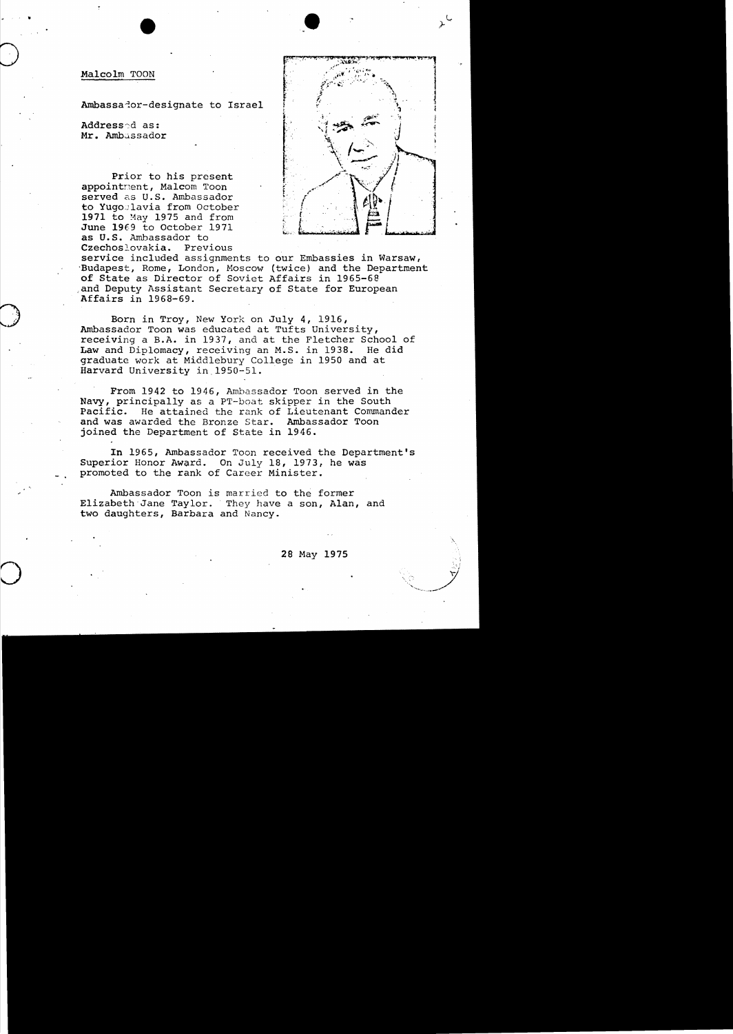Malcolm TOON

Ambassador-designate to Israel

Addressed as:
Mr. Ambassador

Prior to his present appointment, Malcom Toon served as U.S. Ambassador to Yugoslavia from October 1971 to May 1975 and from June 1969 to October 1971 as U.S. Ambassador to Czechoslovakia. Previous service included assignments to our Embassies in Warsaw, Budapest, Rome, London, Moscow (twice) and the Department of State as Director of Soviet Affairs in 1965-68 and Deputy Assistant Secretary of State for European Affairs in 1968-69.

Born in Troy, New York on July 4, 1916, Ambassador Toon was educated at Tufts University, receiving a B.A. in 1937, and at the Fletcher School of Law and Diplomacy, receiving an M.S. in 1938. He did graduate work at Middlebury College in 1950 and at Harvard University in 1950-51.

From 1942 to 1946, Ambassador Toon served in the Navy, principally as a PT-boat skipper in the South Pacific. He attained the rank of Lieutenant Commander and was awarded the Bronze Star. Ambassador Toon joined the Department of State in 1946.

In 1965, Ambassador Toon received the Department's Superior Honor Award. On July 18, 1973, he was promoted to the rank of Career Minister.

Ambassador Toon is married to the former Elizabeth Jane Taylor. They have a son, Alan, and two daughters, Barbara and Nancy.

28 May 1975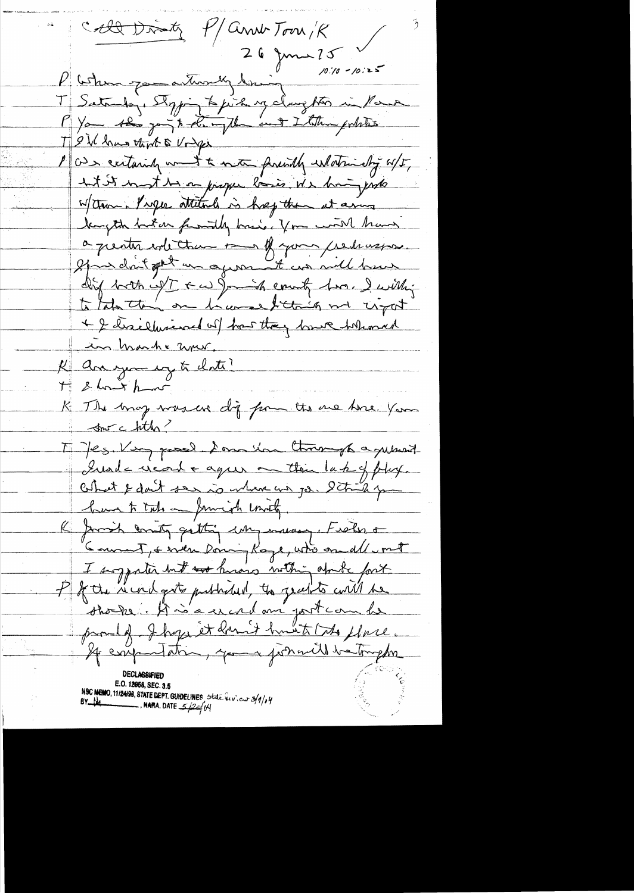Call Dinitz P/Amb Toon/K

26 June 75

10:10 - 10:25

P When you actually leaving

T Saturday. Stopping to pick up daughter in Paris

P You should go to dinner together and I then [?]

T I'll have that to Vergès

P We certainly want to maintain friendly relationship w/I, but it must be on proper basis. We have problems w/them. Proper attitude is keep them at arms length but on friendly basis. You will have a greater role than one of your predecessors. If we don't get an agreement we will have dig both w/I & w/ Jewish community here. I will[ing] to take them on because I think we right & I disillusioned w/ how they have behaved in March & [?].

K Are you up to date?

T I don't know

K The [?] was [?] from the one here. You saw a letter?

T Yes. Very good. I can see through a [?]. [?] record & agree on their lack of [?]. What I don't see is where we go. I think you have to take on Jewish community.

K Jewish community getting very uneasy. Fisher & [?], & even Danny Kaye, who are all [?] I supporter but [?] know nothing of the facts.

P If the record gets published, the people will be shocked. It is a record one just can be proud of. I hope it doesn't have to take place. If confrontation, your job will be tougher.

DECLASSIFIED
E.O. 12958, SEC. 3.5
NSC MEMO, 11/24/98, STATE DEPT. GUIDELINES State Review 3/9/04
BY [?], NARA, DATE 5/20/04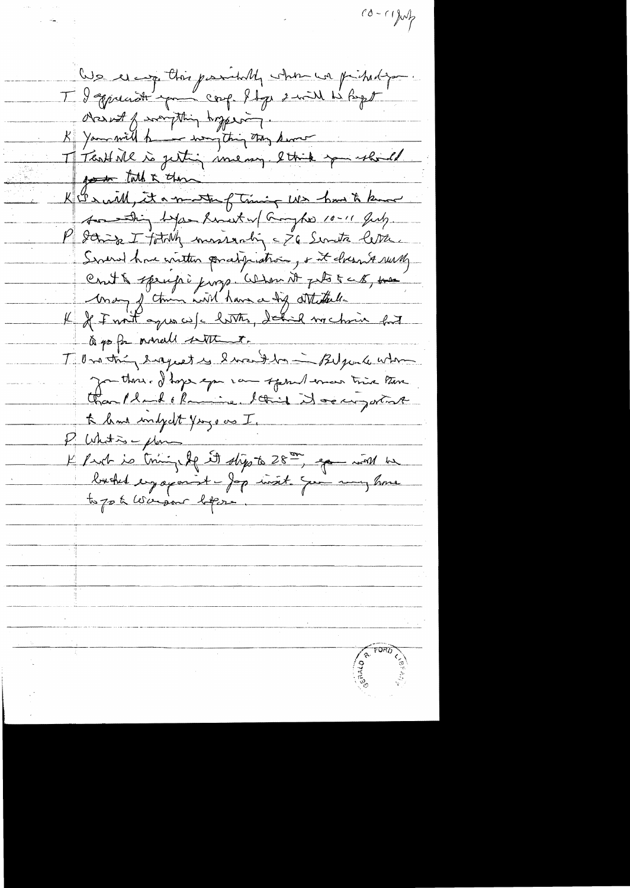10-11 July

We enc[ourage] this possibility when we finish[ed]
T I appreciate your coop. I hope I will be kept abreast of everything happening.
K You will know everything they know.
T Tenth rule is getting uneasy. I think you should talk to them.
K I will, it a matter of timing. We have to know something before Kissinger w/ Gromyko 10-11 July.
P I think I totally miss reading a 76 Senate letter. Several have written gratifications, & it doesn't really count to specific props. When it gets to a K, many of them will have a big attitude.
K If I won't agree w/ letters, I think we have to go for overall settlement.
T One thing I suggest is I went to Belgrade when you were there. I hope you can spend more time there than I did & Romania. I think it so important to have indicated Yugos as I.
P What is plan
K Park is trying. If it slips to 28th, you will be locked up against Jap visit. You may have to go to Warsaw before.